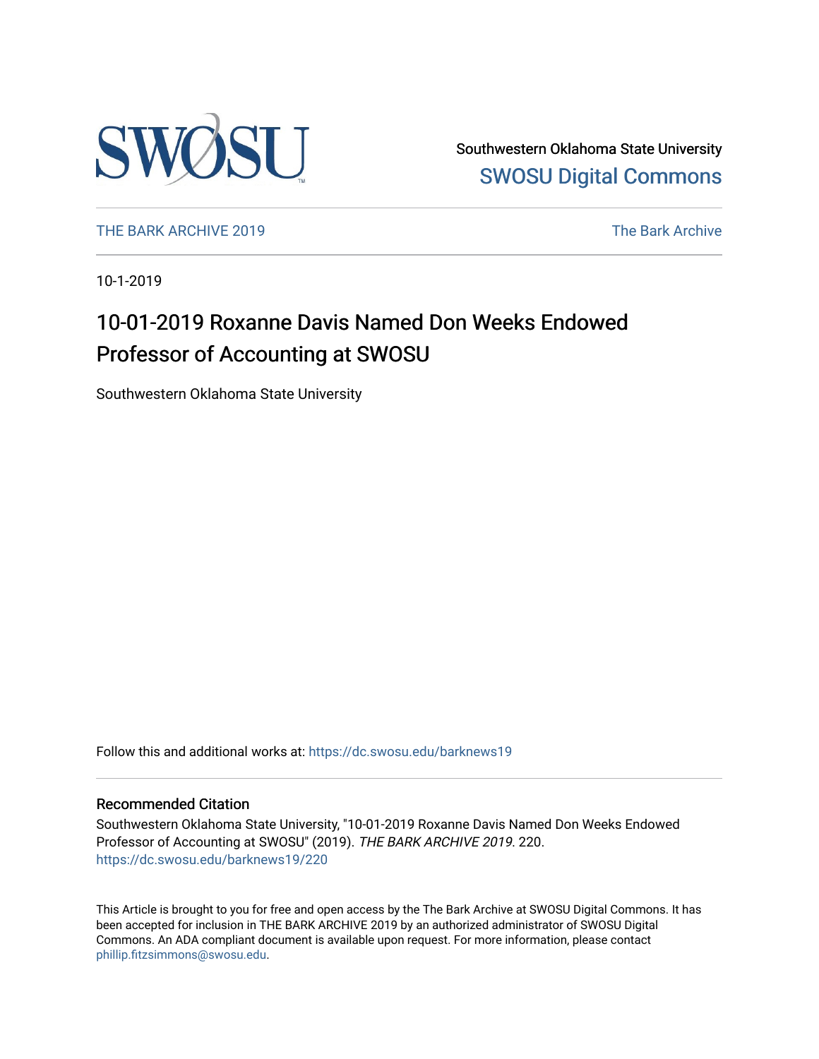Southwestern Oklahoma State University

SWOSU Digital Commons

THE BARK ARCHIVE 2019

The Bark Archive

10-1-2019

# 10-01-2019 Roxanne Davis Named Don Weeks Endowed Professor of Accounting at SWOSU

Southwestern Oklahoma State University

Follow this and additional works at: https://dc.swosu.edu/barknews19

## Recommended Citation

Southwestern Oklahoma State University, "10-01-2019 Roxanne Davis Named Don Weeks Endowed Professor of Accounting at SWOSU" (2019). *THE BARK ARCHIVE 2019*. 220.
https://dc.swosu.edu/barknews19/220

This Article is brought to you for free and open access by the The Bark Archive at SWOSU Digital Commons. It has been accepted for inclusion in THE BARK ARCHIVE 2019 by an authorized administrator of SWOSU Digital Commons. An ADA compliant document is available upon request. For more information, please contact phillip.fitzsimmons@swosu.edu.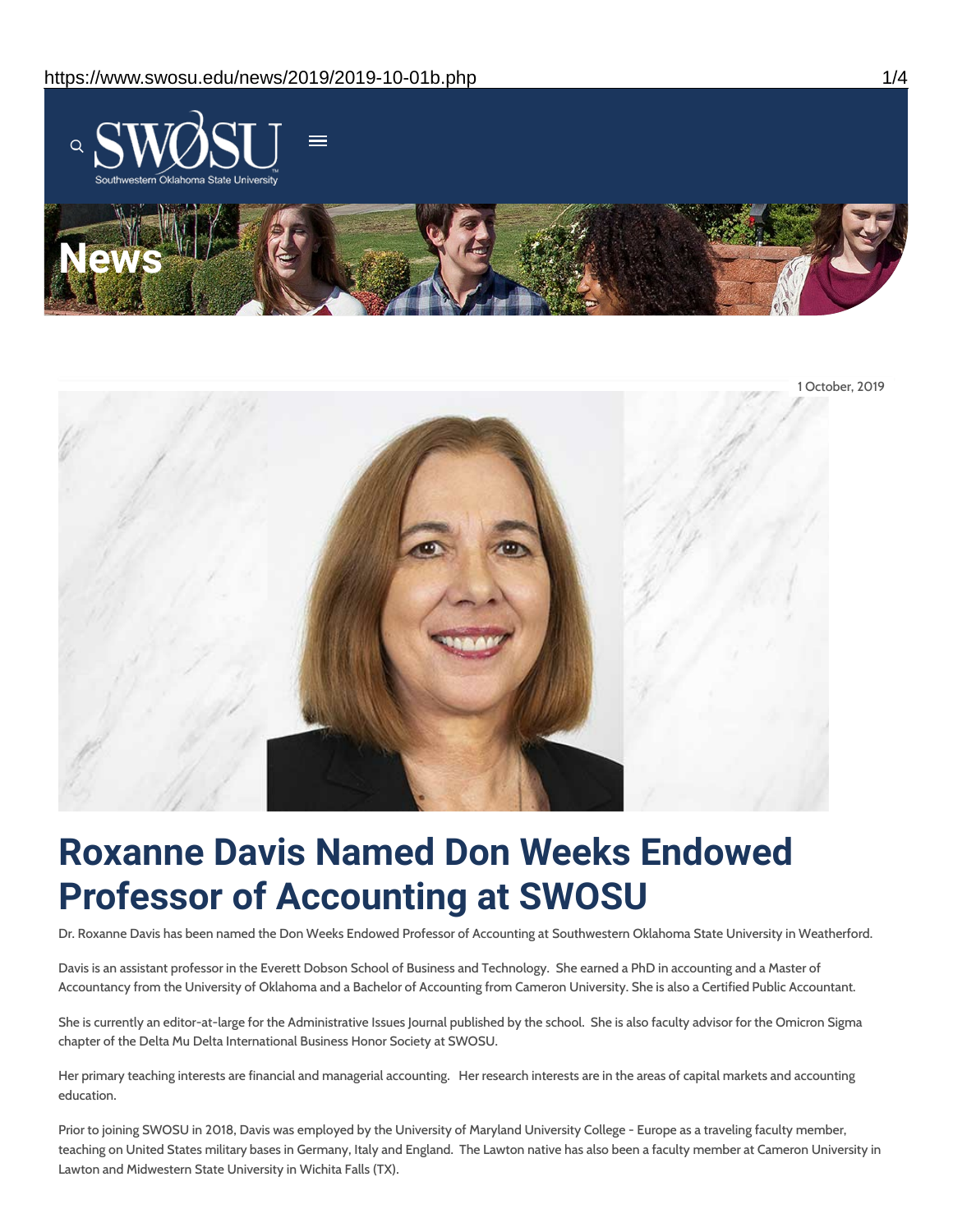News

1 October, 2019

# Roxanne Davis Named Don Weeks Endowed Professor of Accounting at SWOSU

Dr. Roxanne Davis has been named the Don Weeks Endowed Professor of Accounting at Southwestern Oklahoma State University in Weatherford.

Davis is an assistant professor in the Everett Dobson School of Business and Technology. She earned a PhD in accounting and a Master of Accountancy from the University of Oklahoma and a Bachelor of Accounting from Cameron University. She is also a Certified Public Accountant.

She is currently an editor-at-large for the Administrative Issues Journal published by the school. She is also faculty advisor for the Omicron Sigma chapter of the Delta Mu Delta International Business Honor Society at SWOSU.

Her primary teaching interests are financial and managerial accounting. Her research interests are in the areas of capital markets and accounting education.

Prior to joining SWOSU in 2018, Davis was employed by the University of Maryland University College - Europe as a traveling faculty member, teaching on United States military bases in Germany, Italy and England. The Lawton native has also been a faculty member at Cameron University in Lawton and Midwestern State University in Wichita Falls (TX).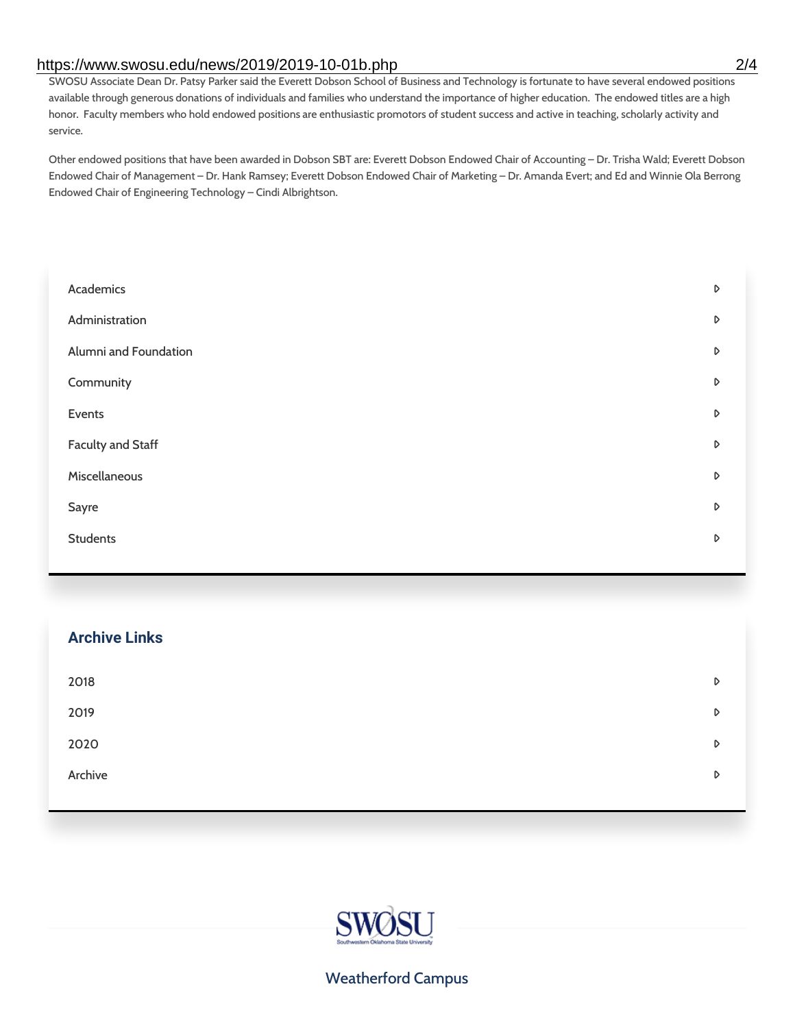SWOSU Associate Dean Dr. Patsy Parker said the Everett Dobson School of Business and Technology is fortunate to have several endowed positions available through generous donations of individuals and families who understand the importance of higher education. The endowed titles are a high honor. Faculty members who hold endowed positions are enthusiastic promotors of student success and active in teaching, scholarly activity and service.

Other endowed positions that have been awarded in Dobson SBT are: Everett Dobson Endowed Chair of Accounting – Dr. Trisha Wald; Everett Dobson Endowed Chair of Management – Dr. Hank Ramsey; Everett Dobson Endowed Chair of Marketing – Dr. Amanda Evert; and Ed and Winnie Ola Berrong Endowed Chair of Engineering Technology – Cindi Albrightson.

- Academics
- Administration
- Alumni and Foundation
- Community
- Events
- Faculty and Staff
- Miscellaneous
- Sayre
- Students

## Archive Links

- 2018
- 2019
- 2020
- Archive

Weatherford Campus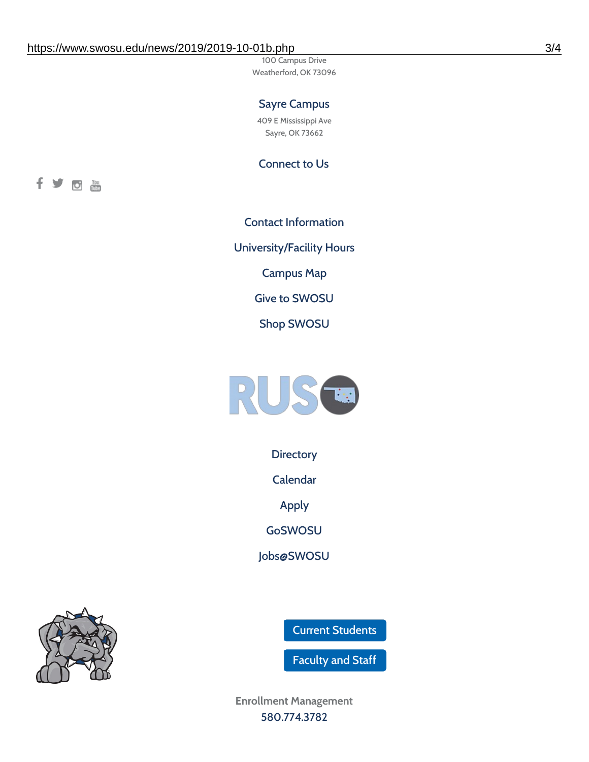100 Campus Drive
Weatherford, OK 73096

## Sayre Campus

409 E Mississippi Ave
Sayre, OK 73662

## Connect to Us

Contact Information

University/Facility Hours

Campus Map

Give to SWOSU

Shop SWOSU

Directory

Calendar

Apply

GoSWOSU

Jobs@SWOSU

Current Students

Faculty and Staff

Enrollment Management
580.774.3782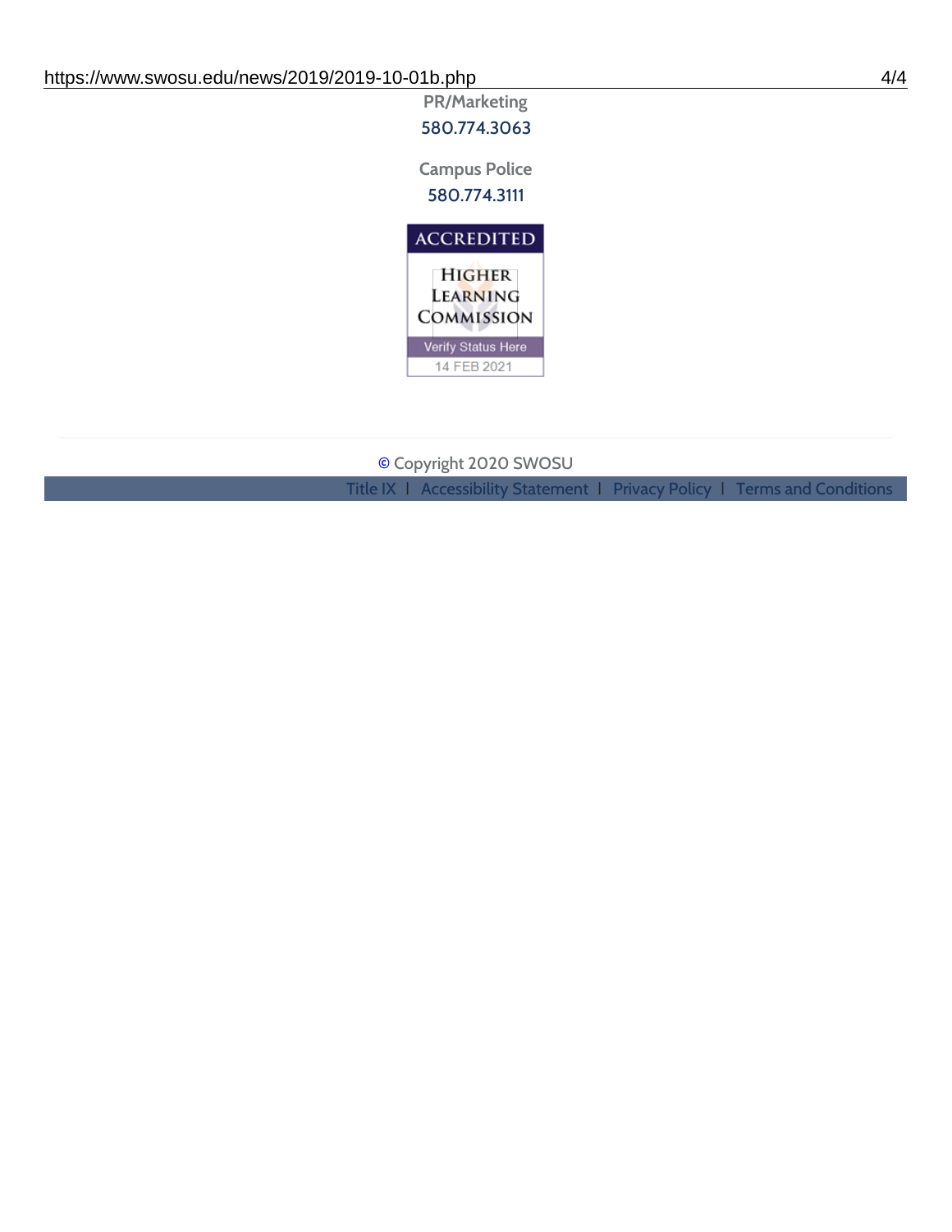PR/Marketing

580.774.3063

Campus Police

580.774.3111

ACCREDITED

HIGHER LEARNING COMMISSION

Verify Status Here

14 FEB 2021

© Copyright 2020 SWOSU

Title IX | Accessibility Statement | Privacy Policy | Terms and Conditions